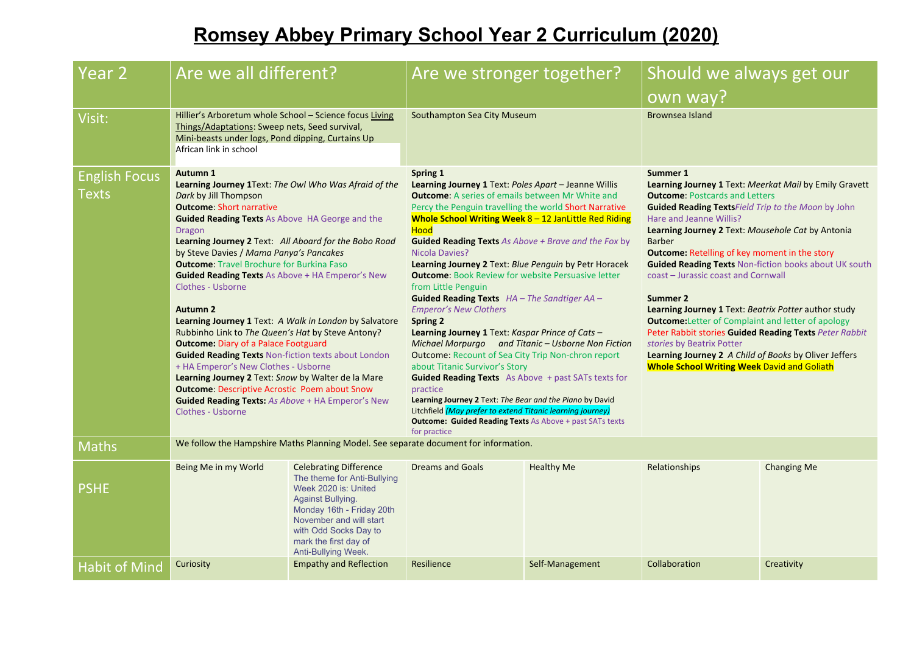# Romsey Abbey Primary School Year 2 Curriculum (2020)

| Year 2 | Are we all different? | | Are we stronger together? | | Should we always get our own way? | |
|---|---|---|---|---|---|---|
| Visit: | Hillier's Arboretum whole School – Science focus Living Things/Adaptations: Sweep nets, Seed survival, Mini-beasts under logs, Pond dipping, Curtains Up<br>African link in school | | Southampton Sea City Museum | | Brownsea Island | |
| English Focus Texts | **Autumn 1**<br>**Learning Journey 1** Text: *The Owl Who Was Afraid of the Dark* by Jill Thompson<br>**Outcome**: Short narrative<br>**Guided Reading Texts** As Above HA George and the Dragon<br>**Learning Journey 2** Text: *All Aboard for the Bobo Road* by Steve Davies / *Mama Panya's Pancakes*<br>**Outcome**: Travel Brochure for Burkina Faso<br>**Guided Reading Texts** As Above + HA Emperor's New Clothes - Usborne<br><br>**Autumn 2**<br>**Learning Journey 1** Text: *A Walk in London* by Salvatore Rubbinho Link to *The Queen's Hat* by Steve Antony?<br>**Outcome:** Diary of a Palace Footguard<br>**Guided Reading Texts** Non-fiction texts about London + HA Emperor's New Clothes - Usborne<br>**Learning Journey 2** Text: *Snow* by Walter de la Mare<br>**Outcome**: Descriptive Acrostic Poem about Snow<br>**Guided Reading Texts:** *As Above* + HA Emperor's New Clothes - Usborne | | **Spring 1**<br>**Learning Journey 1** Text: *Poles Apart* – Jeanne Willis<br>**Outcome**: A series of emails between Mr White and Percy the Penguin travelling the world Short Narrative<br>**Whole School Writing Week** 8 – 12 Jan Little Red Riding Hood<br>**Guided Reading Texts** *As Above + Brave and the Fox* by Nicola Davies?<br>**Learning Journey 2** Text: *Blue Penguin* by Petr Horacek<br>**Outcome**: Book Review for website Persuasive letter from Little Penguin<br>**Guided Reading Texts** *HA – The Sandtiger AA – Emperor's New Clothers*<br>**Spring 2**<br>**Learning Journey 1** Text: *Kaspar Prince of Cats – Michael Morpurgo and Titanic – Usborne Non Fiction*<br>Outcome: Recount of Sea City Trip Non-chron report about Titanic Survivor's Story<br>**Guided Reading Texts** As Above + past SATs texts for practice<br>**Learning Journey 2** Text: *The Bear and the Piano* by David Litchfield ***(May prefer to extend Titanic learning journey)***<br>**Outcome: Guided Reading Texts** As Above + past SATs texts for practice | | **Summer 1**<br>**Learning Journey 1** Text: *Meerkat Mail* by Emily Gravett<br>**Outcome**: Postcards and Letters<br>**Guided Reading Texts** *Field Trip to the Moon* by John Hare and Jeanne Willis?<br>**Learning Journey 2** Text: *Mousehole Cat* by Antonia Barber<br>**Outcome:** Retelling of key moment in the story<br>**Guided Reading Texts** Non-fiction books about UK south coast – Jurassic coast and Cornwall<br><br>**Summer 2**<br>**Learning Journey 1** Text: *Beatrix Potter* author study<br>**Outcome:** Letter of Complaint and letter of apology Peter Rabbit stories **Guided Reading Texts** *Peter Rabbit stories* by Beatrix Potter<br>**Learning Journey 2** *A Child of Books* by Oliver Jeffers<br>**Whole School Writing Week** David and Goliath | |
| Maths | We follow the Hampshire Maths Planning Model. See separate document for information. | | | | | |
| PSHE | Being Me in my World | Celebrating Difference<br>The theme for Anti-Bullying Week 2020 is: United Against Bullying.<br>Monday 16th - Friday 20th November and will start with Odd Socks Day to mark the first day of Anti-Bullying Week. | Dreams and Goals | Healthy Me | Relationships | Changing Me |
| Habit of Mind | Curiosity | Empathy and Reflection | Resilience | Self-Management | Collaboration | Creativity |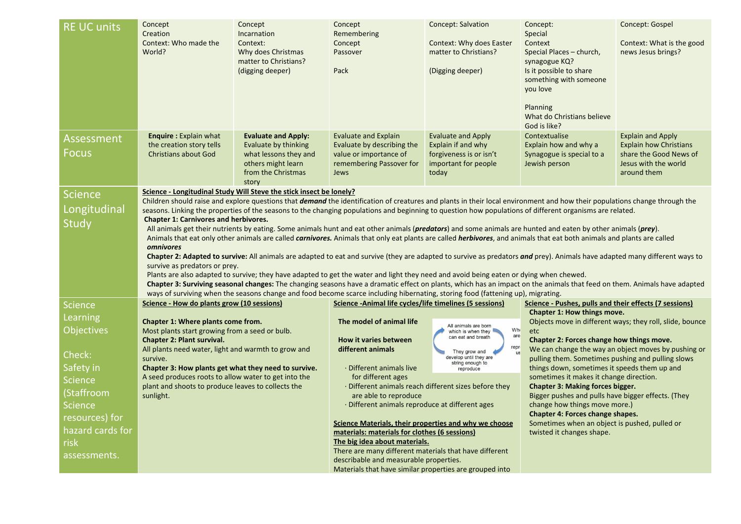| RE UC units | Concept<br>Creation<br>Context: Who made the World? | Concept<br>Incarnation<br>Context:<br>Why does Christmas matter to Christians?<br>(digging deeper) | Concept<br>Remembering<br>Concept<br>Passover<br><br>Pack | Concept: Salvation<br><br>Context: Why does Easter matter to Christians?<br><br>(Digging deeper) | Concept:<br>Special<br>Context<br>Special Places – church, synagogue KQ?<br>Is it possible to share something with someone you love<br><br>Planning<br>What do Christians believe God is like? | Concept: Gospel<br><br>Context: What is the good news Jesus brings? |
|---|---|---|---|---|---|---|
| Assessment Focus | **Enquire :** Explain what the creation story tells Christians about God | **Evaluate and Apply:** Evaluate by thinking what lessons they and others might learn from the Christmas story | Evaluate and Explain<br>Evaluate by describing the value or importance of remembering Passover for Jews | Evaluate and Apply<br>Explain if and why forgiveness is or isn't important for people today | Contextualise<br>Explain how and why a Synagogue is special to a Jewish person | Explain and Apply<br>Explain how Christians share the Good News of Jesus with the world around them |
| Science Longitudinal Study | **Science - Longitudinal Study Will Steve the stick insect be lonely?**<br>Children should raise and explore questions that ***demand*** the identification of creatures and plants in their local environment and how their populations change through the seasons. Linking the properties of the seasons to the changing populations and beginning to question how populations of different organisms are related.<br>**Chapter 1: Carnivores and herbivores.**<br>All animals get their nutrients by eating. Some animals hunt and eat other animals (***predators***) and some animals are hunted and eaten by other animals (***prey***).<br>Animals that eat only other animals are called ***carnivores.*** Animals that only eat plants are called ***herbivores***, and animals that eat both animals and plants are called ***omnivores***<br>**Chapter 2: Adapted to survive:** All animals are adapted to eat and survive (they are adapted to survive as predators ***and*** prey). Animals have adapted many different ways to survive as predators or prey.<br>Plants are also adapted to survive; they have adapted to get the water and light they need and avoid being eaten or dying when chewed.<br>**Chapter 3: Surviving seasonal changes:** The changing seasons have a dramatic effect on plants, which has an impact on the animals that feed on them. Animals have adapted ways of surviving when the seasons change and food become scarce including hibernating, storing food (fattening up), migrating. | | | | | |
| Science Learning Objectives<br><br>Check: Safety in Science (Staffroom Science resources) for hazard cards for risk assessments. | **Science - How do plants grow (10 sessions)**<br><br>**Chapter 1: Where plants come from.**<br>Most plants start growing from a seed or bulb.<br>**Chapter 2: Plant survival.**<br>All plants need water, light and warmth to grow and survive.<br>**Chapter 3: How plants get what they need to survive.**<br>A seed produces roots to allow water to get into the plant and shoots to produce leaves to collects the sunlight. | | **Science -Animal life cycles/life timelines (5 sessions)**<br><br>**The model of animal life**<br><br>**How it varies between different animals**<br><br>All animals are born which is when they can eat and breath<br>They grow and develop until they are string enough to reproduce<br><br>· Different animals live for different ages<br>· Different animals reach different sizes before they are able to reproduce<br>· Different animals reproduce at different ages<br><br>**Science Materials, their properties and why we choose materials: materials for clothes (6 sessions)**<br>**The big idea about materials.**<br>There are many different materials that have different describable and measurable properties.<br>Materials that have similar properties are grouped into | | **Science - Pushes, pulls and their effects (7 sessions)**<br>**Chapter 1: How things move.**<br>Objects move in different ways; they roll, slide, bounce etc<br>**Chapter 2: Forces change how things move.**<br>We can change the way an object moves by pushing or pulling them. Sometimes pushing and pulling slows things down, sometimes it speeds them up and sometimes it makes it change direction.<br>**Chapter 3: Making forces bigger.**<br>Bigger pushes and pulls have bigger effects. (They change how things move more.)<br>**Chapter 4: Forces change shapes.**<br>Sometimes when an object is pushed, pulled or twisted it changes shape. | |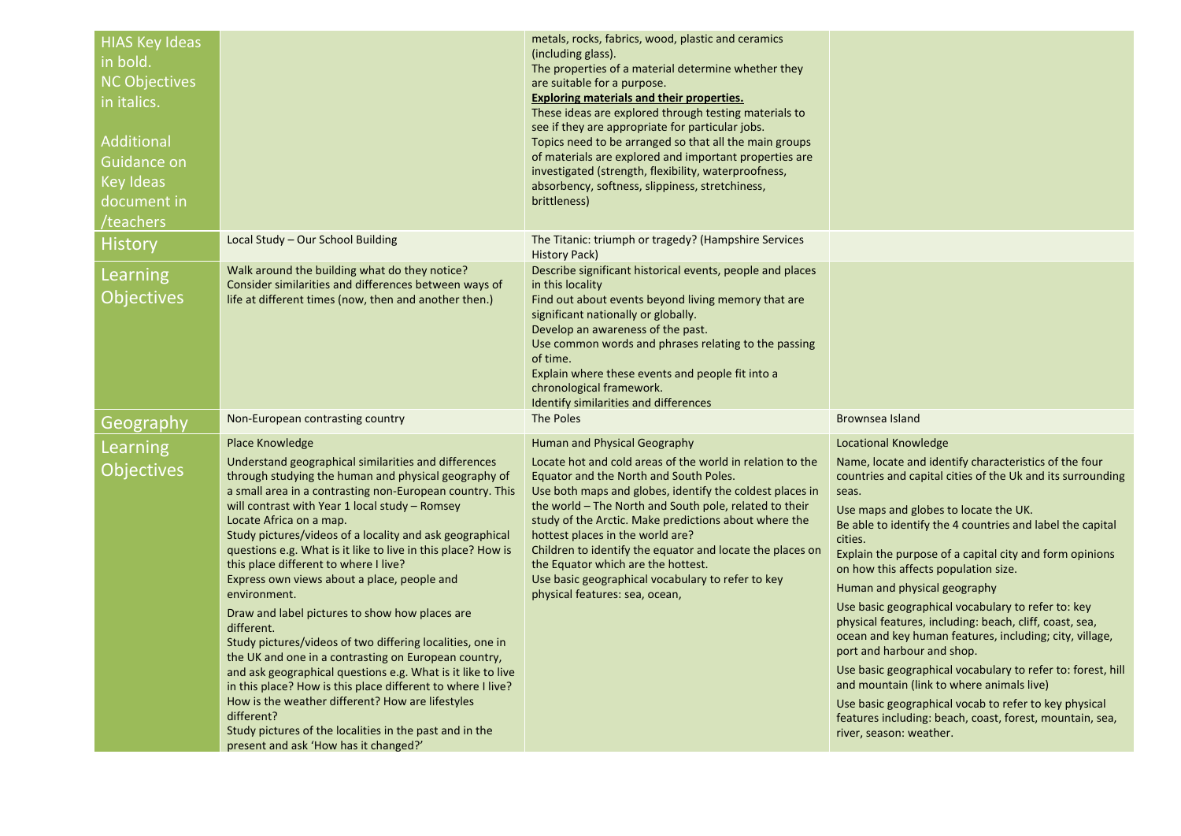| | | | |
|---|---|---|---|
| HIAS Key Ideas in bold.<br>NC Objectives in italics.<br><br>Additional Guidance on Key Ideas document in /teachers | | metals, rocks, fabrics, wood, plastic and ceramics (including glass).<br>The properties of a material determine whether they are suitable for a purpose.<br>**Exploring materials and their properties.**<br>These ideas are explored through testing materials to see if they are appropriate for particular jobs.<br>Topics need to be arranged so that all the main groups of materials are explored and important properties are investigated (strength, flexibility, waterproofness, absorbency, softness, slippiness, stretchiness, brittleness) | |
| History | Local Study – Our School Building | The Titanic: triumph or tragedy? (Hampshire Services History Pack) | |
| Learning Objectives | Walk around the building what do they notice?<br>Consider similarities and differences between ways of life at different times (now, then and another then.) | Describe significant historical events, people and places in this locality<br>Find out about events beyond living memory that are significant nationally or globally.<br>Develop an awareness of the past.<br>Use common words and phrases relating to the passing of time.<br>Explain where these events and people fit into a chronological framework.<br>Identify similarities and differences | |
| Geography | Non-European contrasting country | The Poles | Brownsea Island |
| Learning Objectives | Place Knowledge<br>Understand geographical similarities and differences through studying the human and physical geography of a small area in a contrasting non-European country. This will contrast with Year 1 local study – Romsey<br>Locate Africa on a map.<br>Study pictures/videos of a locality and ask geographical questions e.g. What is it like to live in this place? How is this place different to where I live?<br>Express own views about a place, people and environment.<br>Draw and label pictures to show how places are different.<br>Study pictures/videos of two differing localities, one in the UK and one in a contrasting on European country, and ask geographical questions e.g. What is it like to live in this place? How is this place different to where I live? How is the weather different? How are lifestyles different?<br>Study pictures of the localities in the past and in the present and ask 'How has it changed?' | Human and Physical Geography<br>Locate hot and cold areas of the world in relation to the Equator and the North and South Poles.<br>Use both maps and globes, identify the coldest places in the world – The North and South pole, related to their study of the Arctic. Make predictions about where the hottest places in the world are?<br>Children to identify the equator and locate the places on the Equator which are the hottest.<br>Use basic geographical vocabulary to refer to key physical features: sea, ocean, | Locational Knowledge<br>Name, locate and identify characteristics of the four countries and capital cities of the Uk and its surrounding seas.<br>Use maps and globes to locate the UK.<br>Be able to identify the 4 countries and label the capital cities.<br>Explain the purpose of a capital city and form opinions on how this affects population size.<br>Human and physical geography<br>Use basic geographical vocabulary to refer to: key physical features, including: beach, cliff, coast, sea, ocean and key human features, including; city, village, port and harbour and shop.<br>Use basic geographical vocabulary to refer to: forest, hill and mountain (link to where animals live)<br>Use basic geographical vocab to refer to key physical features including: beach, coast, forest, mountain, sea, river, season: weather. |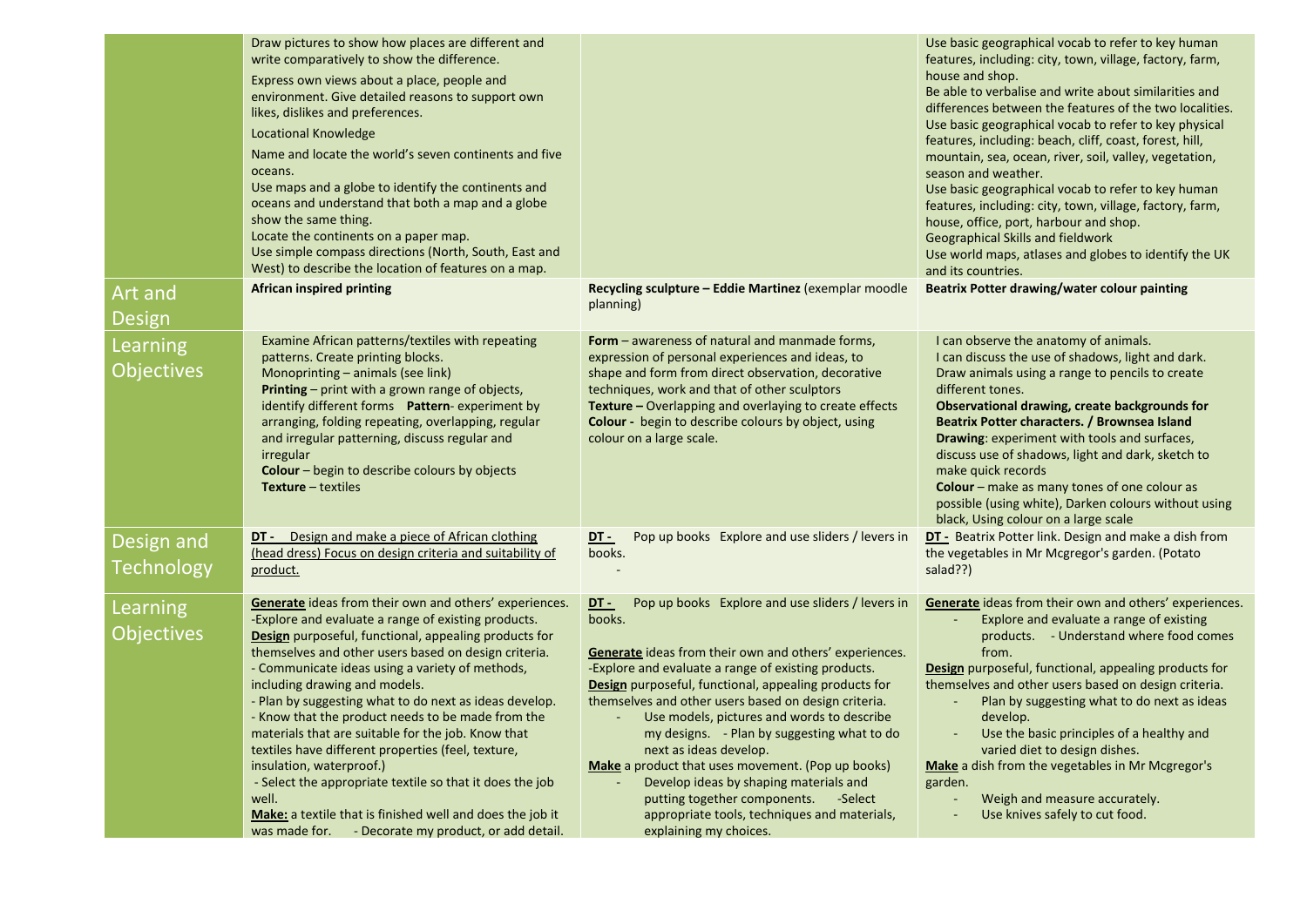| | | | |
|---|---|---|---|
| | Draw pictures to show how places are different and write comparatively to show the difference.<br>Express own views about a place, people and environment. Give detailed reasons to support own likes, dislikes and preferences.<br>Locational Knowledge<br>Name and locate the world's seven continents and five oceans.<br>Use maps and a globe to identify the continents and oceans and understand that both a map and a globe show the same thing.<br>Locate the continents on a paper map.<br>Use simple compass directions (North, South, East and West) to describe the location of features on a map. | | Use basic geographical vocab to refer to key human features, including: city, town, village, factory, farm, house and shop.<br>Be able to verbalise and write about similarities and differences between the features of the two localities.<br>Use basic geographical vocab to refer to key physical features, including: beach, cliff, coast, forest, hill, mountain, sea, ocean, river, soil, valley, vegetation, season and weather.<br>Use basic geographical vocab to refer to key human features, including: city, town, village, factory, farm, house, office, port, harbour and shop.<br>Geographical Skills and fieldwork<br>Use world maps, atlases and globes to identify the UK and its countries. |
| Art and Design | **African inspired printing** | **Recycling sculpture – Eddie Martinez** (exemplar moodle planning) | **Beatrix Potter drawing/water colour painting** |
| Learning Objectives | Examine African patterns/textiles with repeating patterns. Create printing blocks.<br>Monoprinting – animals (see link)<br>**Printing** – print with a grown range of objects, identify different forms **Pattern**- experiment by arranging, folding repeating, overlapping, regular and irregular patterning, discuss regular and irregular<br>**Colour** – begin to describe colours by objects<br>**Texture** – textiles | **Form** – awareness of natural and manmade forms, expression of personal experiences and ideas, to shape and form from direct observation, decorative techniques, work and that of other sculptors<br>**Texture –** Overlapping and overlaying to create effects<br>**Colour -** begin to describe colours by object, using colour on a large scale. | I can observe the anatomy of animals.<br>I can discuss the use of shadows, light and dark.<br>Draw animals using a range to pencils to create different tones.<br>**Observational drawing, create backgrounds for Beatrix Potter characters. / Brownsea Island**<br>**Drawing**: experiment with tools and surfaces, discuss use of shadows, light and dark, sketch to make quick records<br>**Colour** – make as many tones of one colour as possible (using white), Darken colours without using black, Using colour on a large scale |
| Design and Technology | **DT -** Design and make a piece of African clothing (head dress) Focus on design criteria and suitability of product. | **DT -** Pop up books Explore and use sliders / levers in books.<br>- | **DT -** Beatrix Potter link. Design and make a dish from the vegetables in Mr Mcgregor's garden. (Potato salad??) |
| Learning Objectives | **Generate** ideas from their own and others' experiences.<br>-Explore and evaluate a range of existing products.<br>**Design** purposeful, functional, appealing products for themselves and other users based on design criteria.<br>- Communicate ideas using a variety of methods, including drawing and models.<br>- Plan by suggesting what to do next as ideas develop.<br>- Know that the product needs to be made from the materials that are suitable for the job. Know that textiles have different properties (feel, texture, insulation, waterproof.)<br>- Select the appropriate textile so that it does the job well.<br>**Make:** a textile that is finished well and does the job it was made for. - Decorate my product, or add detail. | **DT -** Pop up books Explore and use sliders / levers in books.<br><br>**Generate** ideas from their own and others' experiences.<br>-Explore and evaluate a range of existing products.<br>**Design** purposeful, functional, appealing products for themselves and other users based on design criteria.<br>- Use models, pictures and words to describe my designs. - Plan by suggesting what to do next as ideas develop.<br>**Make** a product that uses movement. (Pop up books)<br>- Develop ideas by shaping materials and putting together components. -Select appropriate tools, techniques and materials, explaining my choices. | **Generate** ideas from their own and others' experiences.<br>- Explore and evaluate a range of existing products. - Understand where food comes from.<br>**Design** purposeful, functional, appealing products for themselves and other users based on design criteria.<br>- Plan by suggesting what to do next as ideas develop.<br>- Use the basic principles of a healthy and varied diet to design dishes.<br>**Make** a dish from the vegetables in Mr Mcgregor's garden.<br>- Weigh and measure accurately.<br>- Use knives safely to cut food. |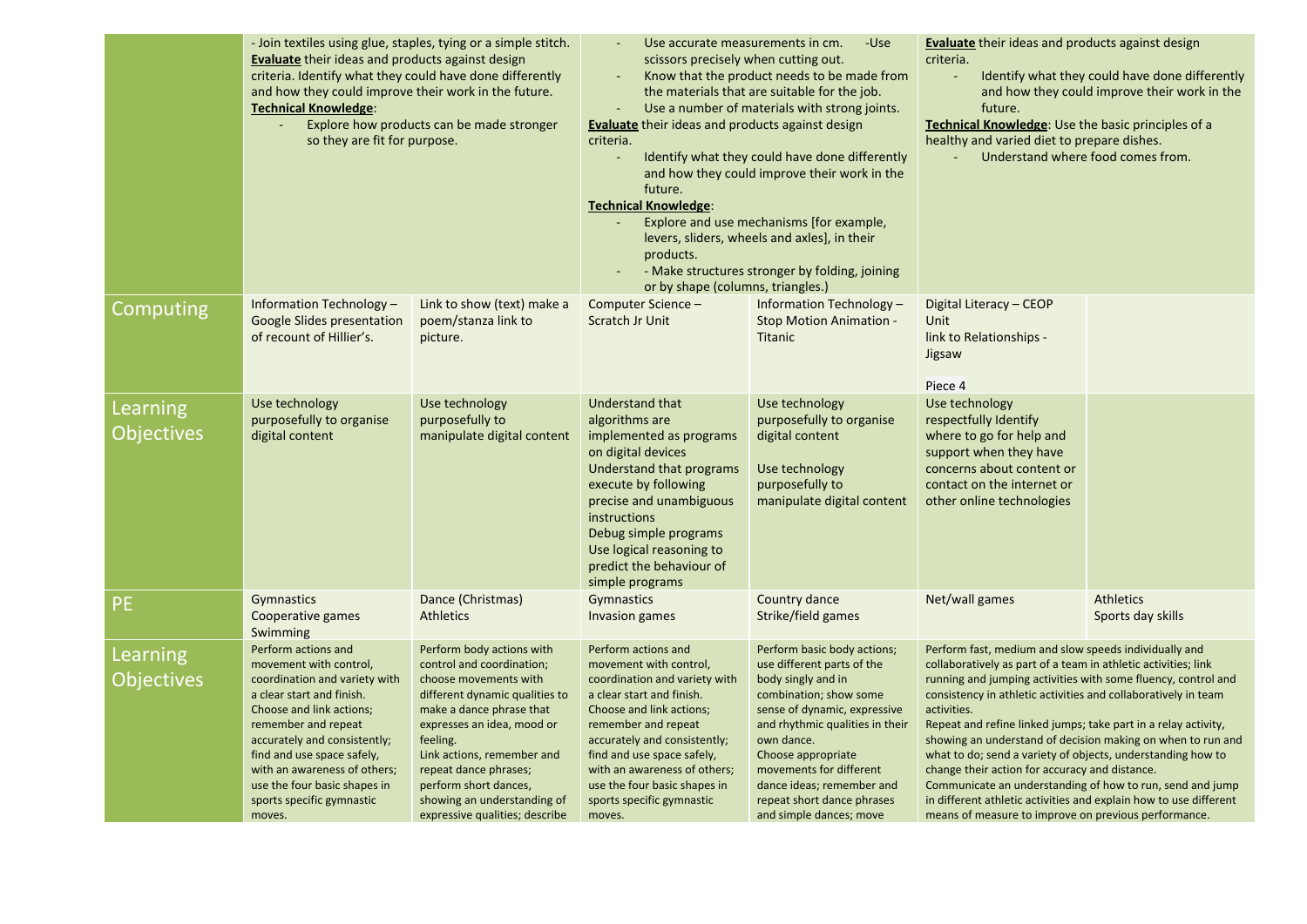|  | | | | | | |
|---|---|---|---|---|---|---|
|  | - Join textiles using glue, staples, tying or a simple stitch. **Evaluate** their ideas and products against design criteria. Identify what they could have done differently and how they could improve their work in the future.<br>**Technical Knowledge**:<br>- Explore how products can be made stronger so they are fit for purpose. | | - Use accurate measurements in cm. -Use scissors precisely when cutting out.<br>- Know that the product needs to be made from the materials that are suitable for the job.<br>- Use a number of materials with strong joints.<br>**Evaluate** their ideas and products against design criteria.<br>- Identify what they could have done differently and how they could improve their work in the future.<br>**Technical Knowledge**:<br>- Explore and use mechanisms [for example, levers, sliders, wheels and axles], in their products.<br>- - Make structures stronger by folding, joining or by shape (columns, triangles.) | | **Evaluate** their ideas and products against design criteria.<br>- Identify what they could have done differently and how they could improve their work in the future.<br>**Technical Knowledge**: Use the basic principles of a healthy and varied diet to prepare dishes.<br>- Understand where food comes from. | |
| Computing | Information Technology – Google Slides presentation of recount of Hillier's. | Link to show (text) make a poem/stanza link to picture. | Computer Science – Scratch Jr Unit | Information Technology – Stop Motion Animation - Titanic | Digital Literacy – CEOP Unit link to Relationships - Jigsaw<br><br>Piece 4 | |
| Learning Objectives | Use technology purposefully to organise digital content | Use technology purposefully to manipulate digital content | Understand that algorithms are implemented as programs on digital devices<br>Understand that programs execute by following precise and unambiguous instructions<br>Debug simple programs<br>Use logical reasoning to predict the behaviour of simple programs | Use technology purposefully to organise digital content<br><br>Use technology purposefully to manipulate digital content | Use technology respectfully Identify where to go for help and support when they have concerns about content or contact on the internet or other online technologies | |
| PE | Gymnastics<br>Cooperative games<br>Swimming | Dance (Christmas)<br>Athletics | Gymnastics<br>Invasion games | Country dance<br>Strike/field games | Net/wall games | Athletics<br>Sports day skills |
| Learning Objectives | Perform actions and movement with control, coordination and variety with a clear start and finish.<br>Choose and link actions; remember and repeat accurately and consistently; find and use space safely, with an awareness of others; use the four basic shapes in sports specific gymnastic moves. | Perform body actions with control and coordination; choose movements with different dynamic qualities to make a dance phrase that expresses an idea, mood or feeling.<br>Link actions, remember and repeat dance phrases; perform short dances, showing an understanding of expressive qualities; describe | Perform actions and movement with control, coordination and variety with a clear start and finish.<br>Choose and link actions; remember and repeat accurately and consistently; find and use space safely, with an awareness of others; use the four basic shapes in sports specific gymnastic moves. | Perform basic body actions; use different parts of the body singly and in combination; show some sense of dynamic, expressive and rhythmic qualities in their own dance.<br>Choose appropriate movements for different dance ideas; remember and repeat short dance phrases and simple dances; move | Perform fast, medium and slow speeds individually and collaboratively as part of a team in athletic activities; link running and jumping activities with some fluency, control and consistency in athletic activities and collaboratively in team activities.<br>Repeat and refine linked jumps; take part in a relay activity, showing an understand of decision making on when to run and what to do; send a variety of objects, understanding how to change their action for accuracy and distance.<br>Communicate an understanding of how to run, send and jump in different athletic activities and explain how to use different means of measure to improve on previous performance. | |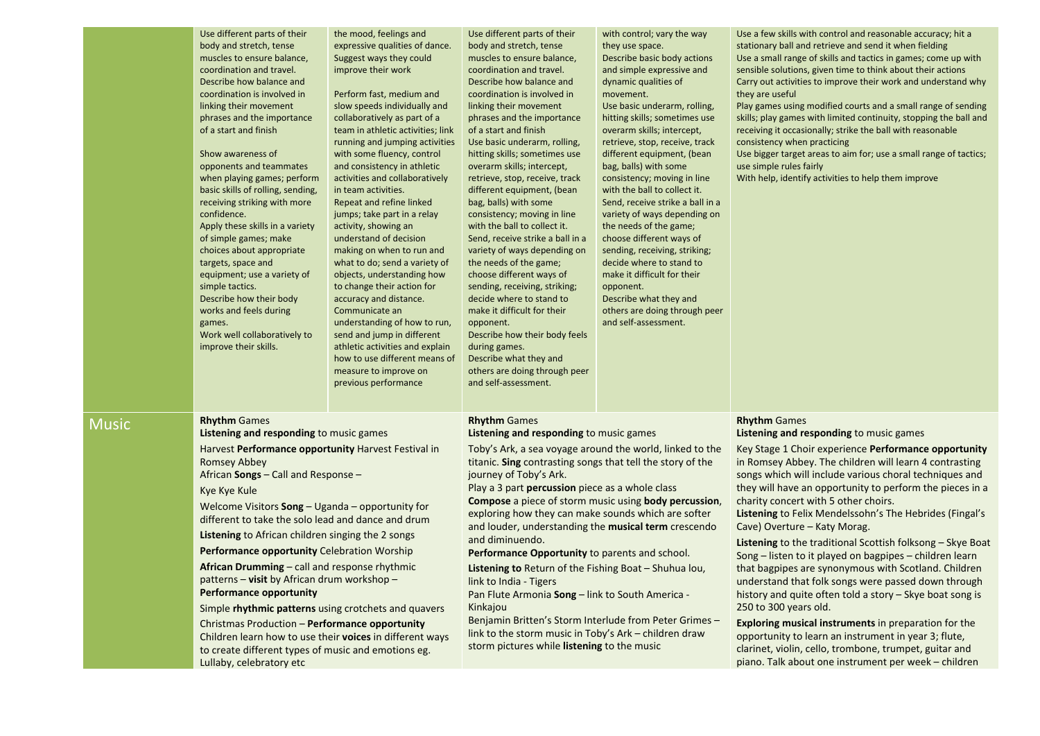| | | | | | |
|---|---|---|---|---|---|
| | Use different parts of their body and stretch, tense muscles to ensure balance, coordination and travel.<br>Describe how balance and coordination is involved in linking their movement phrases and the importance of a start and finish<br><br>Show awareness of opponents and teammates when playing games; perform basic skills of rolling, sending, receiving striking with more confidence.<br>Apply these skills in a variety of simple games; make choices about appropriate targets, space and equipment; use a variety of simple tactics.<br>Describe how their body works and feels during games.<br>Work well collaboratively to improve their skills. | the mood, feelings and expressive qualities of dance. Suggest ways they could improve their work<br><br>Perform fast, medium and slow speeds individually and collaboratively as part of a team in athletic activities; link running and jumping activities with some fluency, control and consistency in athletic activities and collaboratively in team activities.<br>Repeat and refine linked jumps; take part in a relay activity, showing an understand of decision making on when to run and what to do; send a variety of objects, understanding how to change their action for accuracy and distance.<br>Communicate an understanding of how to run, send and jump in different athletic activities and explain how to use different means of measure to improve on previous performance | Use different parts of their body and stretch, tense muscles to ensure balance, coordination and travel.<br>Describe how balance and coordination is involved in linking their movement phrases and the importance of a start and finish<br>Use basic underarm, rolling, hitting skills; sometimes use overarm skills; intercept, retrieve, stop, receive, track different equipment, (bean bag, balls) with some consistency; moving in line with the ball to collect it.<br>Send, receive strike a ball in a variety of ways depending on the needs of the game; choose different ways of sending, receiving, striking; decide where to stand to make it difficult for their opponent.<br>Describe how their body feels during games.<br>Describe what they and others are doing through peer and self-assessment. | with control; vary the way they use space.<br>Describe basic body actions and simple expressive and dynamic qualities of movement.<br>Use basic underarm, rolling, hitting skills; sometimes use overarm skills; intercept, retrieve, stop, receive, track different equipment, (bean bag, balls) with some consistency; moving in line with the ball to collect it.<br>Send, receive strike a ball in a variety of ways depending on the needs of the game; choose different ways of sending, receiving, striking; decide where to stand to make it difficult for their opponent.<br>Describe what they and others are doing through peer and self-assessment. | Use a few skills with control and reasonable accuracy; hit a stationary ball and retrieve and send it when fielding<br>Use a small range of skills and tactics in games; come up with sensible solutions, given time to think about their actions<br>Carry out activities to improve their work and understand why they are useful<br>Play games using modified courts and a small range of sending skills; play games with limited continuity, stopping the ball and receiving it occasionally; strike the ball with reasonable consistency when practicing<br>Use bigger target areas to aim for; use a small range of tactics; use simple rules fairly<br>With help, identify activities to help them improve |
| Music | **Rhythm** Games<br>**Listening and responding** to music games<br>Harvest **Performance opportunity** Harvest Festival in Romsey Abbey<br>African **Songs** – Call and Response –<br>Kye Kye Kule<br>Welcome Visitors **Song** – Uganda – opportunity for different to take the solo lead and dance and drum<br>**Listening** to African children singing the 2 songs<br>**Performance opportunity** Celebration Worship<br>**African Drumming** – call and response rhythmic patterns – **visit** by African drum workshop – **Performance opportunity**<br>Simple **rhythmic patterns** using crotchets and quavers<br>Christmas Production – **Performance opportunity**<br>Children learn how to use their **voices** in different ways to create different types of music and emotions eg. Lullaby, celebratory etc | | **Rhythm** Games<br>**Listening and responding** to music games<br>Toby's Ark, a sea voyage around the world, linked to the titanic. **Sing** contrasting songs that tell the story of the journey of Toby's Ark.<br>Play a 3 part **percussion** piece as a whole class<br>**Compose** a piece of storm music using **body percussion**, exploring how they can make sounds which are softer and louder, understanding the **musical term** crescendo and diminuendo.<br>**Performance Opportunity** to parents and school.<br>**Listening to** Return of the Fishing Boat – Shuhua lou, link to India - Tigers<br>Pan Flute Armonia **Song** – link to South America - Kinkajou<br>Benjamin Britten's Storm Interlude from Peter Grimes – link to the storm music in Toby's Ark – children draw storm pictures while **listening** to the music | | **Rhythm** Games<br>**Listening and responding** to music games<br>Key Stage 1 Choir experience **Performance opportunity** in Romsey Abbey. The children will learn 4 contrasting songs which will include various choral techniques and they will have an opportunity to perform the pieces in a charity concert with 5 other choirs.<br>**Listening** to Felix Mendelssohn's The Hebrides (Fingal's Cave) Overture – Katy Morag.<br>**Listening** to the traditional Scottish folksong – Skye Boat Song – listen to it played on bagpipes – children learn that bagpipes are synonymous with Scotland. Children understand that folk songs were passed down through history and quite often told a story – Skye boat song is 250 to 300 years old.<br>**Exploring musical instruments** in preparation for the opportunity to learn an instrument in year 3; flute, clarinet, violin, cello, trombone, trumpet, guitar and piano. Talk about one instrument per week – children |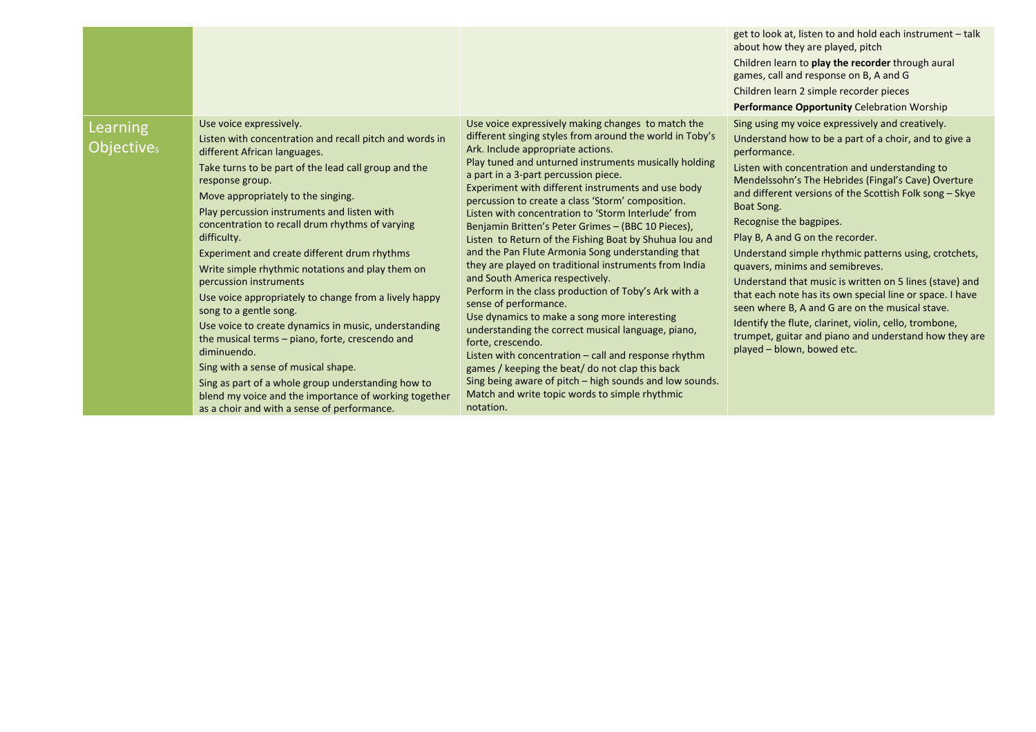| | | | |
|---|---|---|---|
| | | | get to look at, listen to and hold each instrument – talk about how they are played, pitch<br>Children learn to **play the recorder** through aural games, call and response on B, A and G<br>Children learn 2 simple recorder pieces<br>**Performance Opportunity** Celebration Worship |
| Learning Objectives | Use voice expressively.<br>Listen with concentration and recall pitch and words in different African languages.<br>Take turns to be part of the lead call group and the response group.<br>Move appropriately to the singing.<br>Play percussion instruments and listen with concentration to recall drum rhythms of varying difficulty.<br>Experiment and create different drum rhythms<br>Write simple rhythmic notations and play them on percussion instruments<br>Use voice appropriately to change from a lively happy song to a gentle song.<br>Use voice to create dynamics in music, understanding the musical terms – piano, forte, crescendo and diminuendo.<br>Sing with a sense of musical shape.<br>Sing as part of a whole group understanding how to blend my voice and the importance of working together as a choir and with a sense of performance. | Use voice expressively making changes to match the different singing styles from around the world in Toby's Ark. Include appropriate actions.<br>Play tuned and unturned instruments musically holding a part in a 3-part percussion piece.<br>Experiment with different instruments and use body percussion to create a class 'Storm' composition.<br>Listen with concentration to 'Storm Interlude' from Benjamin Britten's Peter Grimes – (BBC 10 Pieces),<br>Listen to Return of the Fishing Boat by Shuhua lou and and the Pan Flute Armonia Song understanding that they are played on traditional instruments from India and South America respectively.<br>Perform in the class production of Toby's Ark with a sense of performance.<br>Use dynamics to make a song more interesting understanding the correct musical language, piano, forte, crescendo.<br>Listen with concentration – call and response rhythm games / keeping the beat/ do not clap this back<br>Sing being aware of pitch – high sounds and low sounds.<br>Match and write topic words to simple rhythmic notation. | Sing using my voice expressively and creatively.<br>Understand how to be a part of a choir, and to give a performance.<br>Listen with concentration and understanding to Mendelssohn's The Hebrides (Fingal's Cave) Overture and different versions of the Scottish Folk song – Skye Boat Song.<br>Recognise the bagpipes.<br>Play B, A and G on the recorder.<br>Understand simple rhythmic patterns using, crotchets, quavers, minims and semibreves.<br>Understand that music is written on 5 lines (stave) and that each note has its own special line or space. I have seen where B, A and G are on the musical stave.<br>Identify the flute, clarinet, violin, cello, trombone, trumpet, guitar and piano and understand how they are played – blown, bowed etc. |